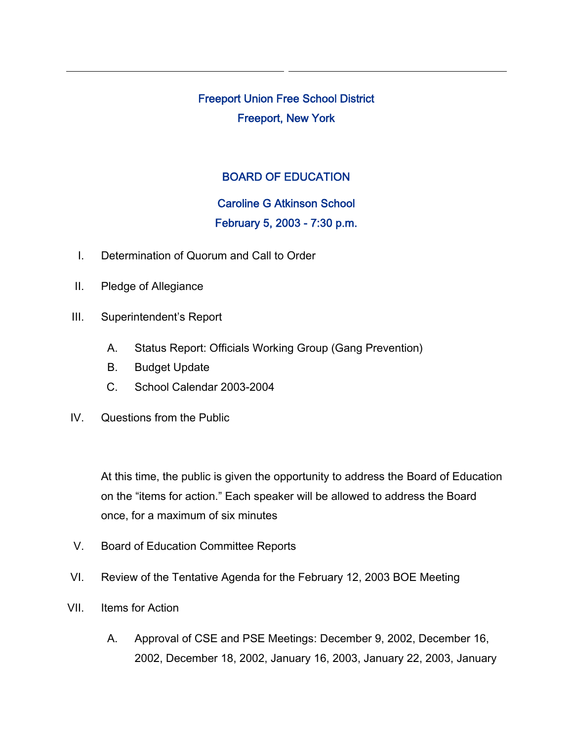# Freeport Union Free School District
## Freeport, New York

## BOARD OF EDUCATION

### Caroline G Atkinson School
### February 5, 2003 - 7:30 p.m.

I. Determination of Quorum and Call to Order

II. Pledge of Allegiance

III. Superintendent's Report

  A. Status Report: Officials Working Group (Gang Prevention)
  B. Budget Update
  C. School Calendar 2003-2004

IV. Questions from the Public

At this time, the public is given the opportunity to address the Board of Education on the "items for action." Each speaker will be allowed to address the Board once, for a maximum of six minutes

V. Board of Education Committee Reports

VI. Review of the Tentative Agenda for the February 12, 2003 BOE Meeting

VII. Items for Action

  A. Approval of CSE and PSE Meetings: December 9, 2002, December 16, 2002, December 18, 2002, January 16, 2003, January 22, 2003, January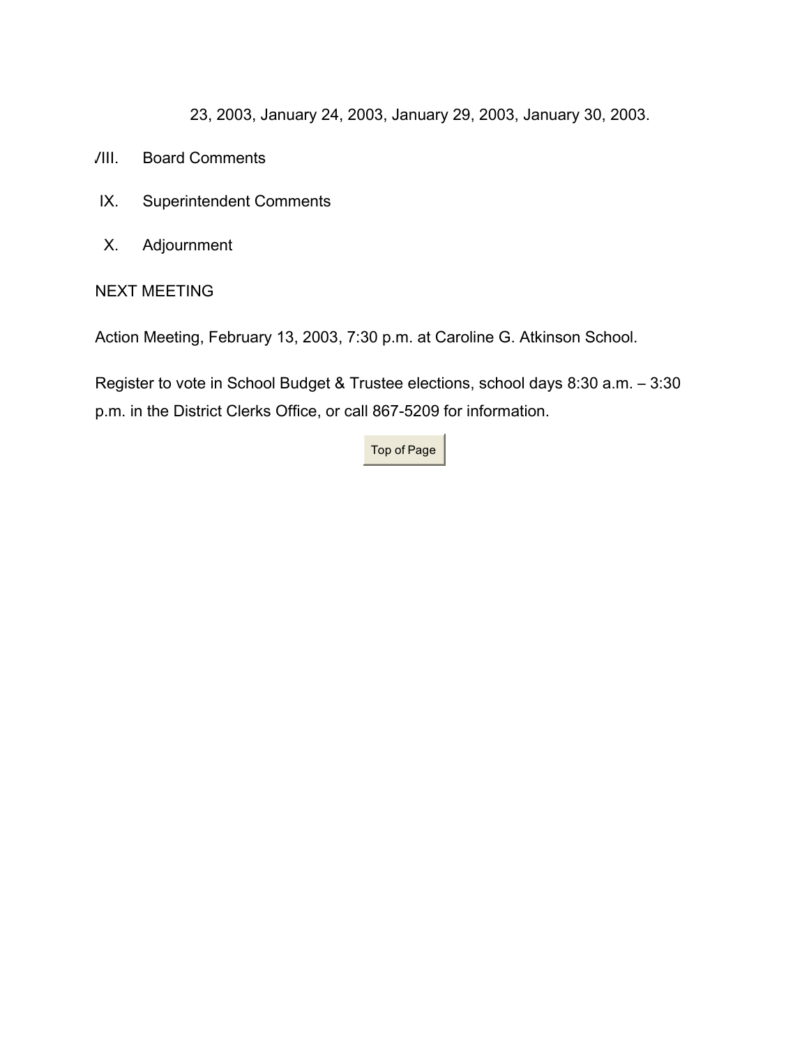23, 2003, January 24, 2003, January 29, 2003, January 30, 2003.

VIII. Board Comments

IX. Superintendent Comments

X. Adjournment

NEXT MEETING

Action Meeting, February 13, 2003, 7:30 p.m. at Caroline G. Atkinson School.

Register to vote in School Budget & Trustee elections, school days 8:30 a.m. – 3:30 p.m. in the District Clerks Office, or call 867-5209 for information.

Top of Page